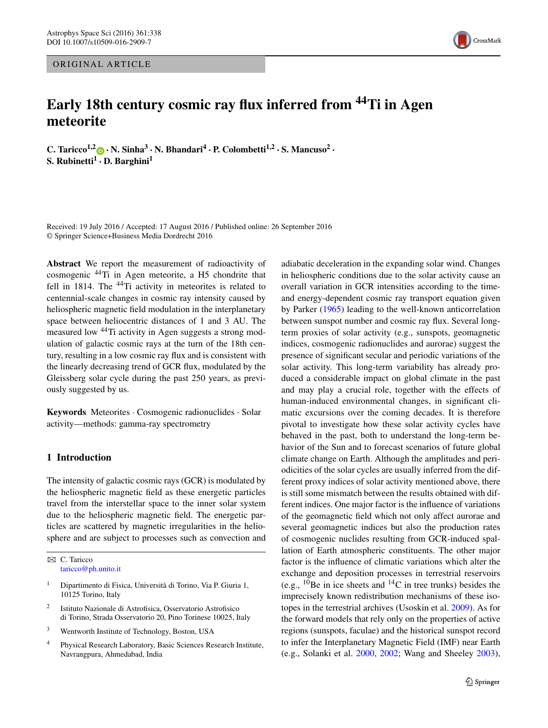ORIGINAL ARTICLE

# Early 18th century cosmic ray flux inferred from $^{44}$Ti in Agen meteorite

**C. Taricco[1,2] · N. Sinha[3] · N. Bhandari[4] · P. Colombetti[1,2] · S. Mancuso[2] · S. Rubinetti[1] · D. Barghini[1]**

Received: 19 July 2016 / Accepted: 17 August 2016 / Published online: 26 September 2016
© Springer Science+Business Media Dordrecht 2016

**Abstract** We report the measurement of radioactivity of cosmogenic $^{44}$Ti in Agen meteorite, a H5 chondrite that fell in 1814. The $^{44}$Ti activity in meteorites is related to centennial-scale changes in cosmic ray intensity caused by heliospheric magnetic field modulation in the interplanetary space between heliocentric distances of 1 and 3 AU. The measured low $^{44}$Ti activity in Agen suggests a strong modulation of galactic cosmic rays at the turn of the 18th century, resulting in a low cosmic ray flux and is consistent with the linearly decreasing trend of GCR flux, modulated by the Gleissberg solar cycle during the past 250 years, as previously suggested by us.

**Keywords** Meteorites · Cosmogenic radionuclides · Solar activity—methods: gamma-ray spectrometry

## 1 Introduction

The intensity of galactic cosmic rays (GCR) is modulated by the heliospheric magnetic field as these energetic particles travel from the interstellar space to the inner solar system due to the heliospheric magnetic field. The energetic particles are scattered by magnetic irregularities in the heliosphere and are subject to processes such as convection and adiabatic deceleration in the expanding solar wind. Changes in heliospheric conditions due to the solar activity cause an overall variation in GCR intensities according to the time- and energy-dependent cosmic ray transport equation given by Parker (1965) leading to the well-known anticorrelation between sunspot number and cosmic ray flux. Several long-term proxies of solar activity (e.g., sunspots, geomagnetic indices, cosmogenic radionuclides and aurorae) suggest the presence of significant secular and periodic variations of the solar activity. This long-term variability has already produced a considerable impact on global climate in the past and may play a crucial role, together with the effects of human-induced environmental changes, in significant climatic excursions over the coming decades. It is therefore pivotal to investigate how these solar activity cycles have behaved in the past, both to understand the long-term behavior of the Sun and to forecast scenarios of future global climate change on Earth. Although the amplitudes and periodicities of the solar cycles are usually inferred from the different proxy indices of solar activity mentioned above, there is still some mismatch between the results obtained with different indices. One major factor is the influence of variations of the geomagnetic field which not only affect aurorae and several geomagnetic indices but also the production rates of cosmogenic nuclides resulting from GCR-induced spallation of Earth atmospheric constituents. The other major factor is the influence of climatic variations which alter the exchange and deposition processes in terrestrial reservoirs (e.g., $^{10}$Be in ice sheets and $^{14}$C in tree trunks) besides the imprecisely known redistribution mechanisms of these isotopes in the terrestrial archives (Usoskin et al. 2009). As for the forward models that rely only on the properties of active regions (sunspots, faculae) and the historical sunspot record to infer the Interplanetary Magnetic Field (IMF) near Earth (e.g., Solanki et al. 2000, 2002; Wang and Sheeley 2003),

✉ C. Taricco
taricco@ph.unito.it

1 Dipartimento di Fisica, Università di Torino, Via P. Giuria 1, 10125 Torino, Italy

2 Istituto Nazionale di Astrofisica, Osservatorio Astrofisico di Torino, Strada Osservatorio 20, Pino Torinese 10025, Italy

3 Wentworth Institute of Technology, Boston, USA

4 Physical Research Laboratory, Basic Sciences Research Institute, Navrangpura, Ahmedabad, India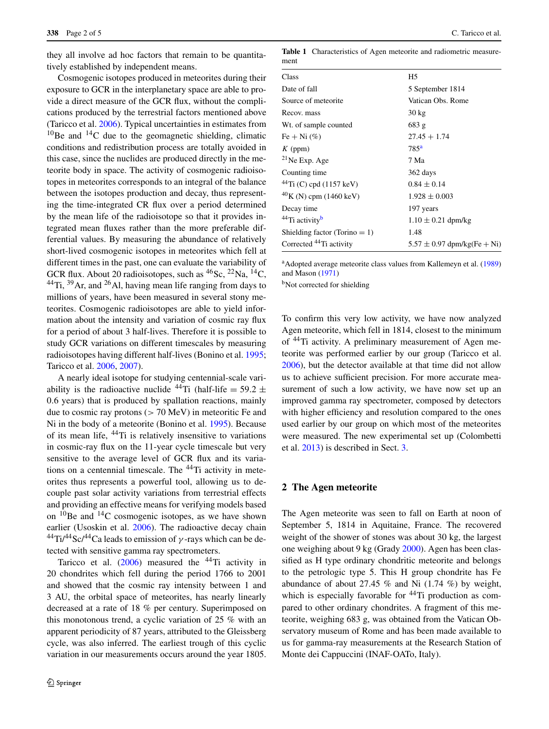they all involve ad hoc factors that remain to be quantitatively established by independent means.

Cosmogenic isotopes produced in meteorites during their exposure to GCR in the interplanetary space are able to provide a direct measure of the GCR flux, without the complications produced by the terrestrial factors mentioned above (Taricco et al. 2006). Typical uncertainties in estimates from $^{10}$Be and $^{14}$C due to the geomagnetic shielding, climatic conditions and redistribution process are totally avoided in this case, since the nuclides are produced directly in the meteorite body in space. The activity of cosmogenic radioisotopes in meteorites corresponds to an integral of the balance between the isotopes production and decay, thus representing the time-integrated CR flux over a period determined by the mean life of the radioisotope so that it provides integrated mean fluxes rather than the more preferable differential values. By measuring the abundance of relatively short-lived cosmogenic isotopes in meteorites which fell at different times in the past, one can evaluate the variability of GCR flux. About 20 radioisotopes, such as $^{46}$Sc, $^{22}$Na, $^{14}$C, $^{44}$Ti, $^{39}$Ar, and $^{26}$Al, having mean life ranging from days to millions of years, have been measured in several stony meteorites. Cosmogenic radioisotopes are able to yield information about the intensity and variation of cosmic ray flux for a period of about 3 half-lives. Therefore it is possible to study GCR variations on different timescales by measuring radioisotopes having different half-lives (Bonino et al. 1995; Taricco et al. 2006, 2007).

A nearly ideal isotope for studying centennial-scale variability is the radioactive nuclide $^{44}$Ti (half-life = 59.2 ± 0.6 years) that is produced by spallation reactions, mainly due to cosmic ray protons (> 70 MeV) in meteoritic Fe and Ni in the body of a meteorite (Bonino et al. 1995). Because of its mean life, $^{44}$Ti is relatively insensitive to variations in cosmic-ray flux on the 11-year cycle timescale but very sensitive to the average level of GCR flux and its variations on a centennial timescale. The $^{44}$Ti activity in meteorites thus represents a powerful tool, allowing us to decouple past solar activity variations from terrestrial effects and providing an effective means for verifying models based on $^{10}$Be and $^{14}$C cosmogenic isotopes, as we have shown earlier (Usoskin et al. 2006). The radioactive decay chain $^{44}$Ti/$^{44}$Sc/$^{44}$Ca leads to emission of $\gamma$-rays which can be detected with sensitive gamma ray spectrometers.

Taricco et al. (2006) measured the $^{44}$Ti activity in 20 chondrites which fell during the period 1766 to 2001 and showed that the cosmic ray intensity between 1 and 3 AU, the orbital space of meteorites, has nearly linearly decreased at a rate of 18 % per century. Superimposed on this monotonous trend, a cyclic variation of 25 % with an apparent periodicity of 87 years, attributed to the Gleissberg cycle, was also inferred. The earliest trough of this cyclic variation in our measurements occurs around the year 1805.

**Table 1** Characteristics of Agen meteorite and radiometric measurement

| | |
|---|---|
| Class | H5 |
| Date of fall | 5 September 1814 |
| Source of meteorite | Vatican Obs. Rome |
| Recov. mass | 30 kg |
| Wt. of sample counted | 683 g |
| Fe + Ni (%) | 27.45 + 1.74 |
| $K$ (ppm) | 785[a] |
| $^{21}$Ne Exp. Age | 7 Ma |
| Counting time | 362 days |
| $^{44}$Ti (C) cpd (1157 keV) | 0.84 ± 0.14 |
| $^{40}$K (N) cpm (1460 keV) | 1.928 ± 0.003 |
| Decay time | 197 years |
| $^{44}$Ti activity[b] | 1.10 ± 0.21 dpm/kg |
| Shielding factor (Torino = 1) | 1.48 |
| Corrected $^{44}$Ti activity | 5.57 ± 0.97 dpm/kg(Fe + Ni) |

[a]Adopted average meteorite class values from Kallemeyn et al. (1989) and Mason (1971)

[b]Not corrected for shielding

To confirm this very low activity, we have now analyzed Agen meteorite, which fell in 1814, closest to the minimum of $^{44}$Ti activity. A preliminary measurement of Agen meteorite was performed earlier by our group (Taricco et al. 2006), but the detector available at that time did not allow us to achieve sufficient precision. For more accurate measurement of such a low activity, we have now set up an improved gamma ray spectrometer, composed by detectors with higher efficiency and resolution compared to the ones used earlier by our group on which most of the meteorites were measured. The new experimental set up (Colombetti et al. 2013) is described in Sect. 3.

## 2 The Agen meteorite

The Agen meteorite was seen to fall on Earth at noon of September 5, 1814 in Aquitaine, France. The recovered weight of the shower of stones was about 30 kg, the largest one weighing about 9 kg (Grady 2000). Agen has been classified as H type ordinary chondritic meteorite and belongs to the petrologic type 5. This H group chondrite has Fe abundance of about 27.45 % and Ni (1.74 %) by weight, which is especially favorable for $^{44}$Ti production as compared to other ordinary chondrites. A fragment of this meteorite, weighing 683 g, was obtained from the Vatican Observatory museum of Rome and has been made available to us for gamma-ray measurements at the Research Station of Monte dei Cappuccini (INAF-OATo, Italy).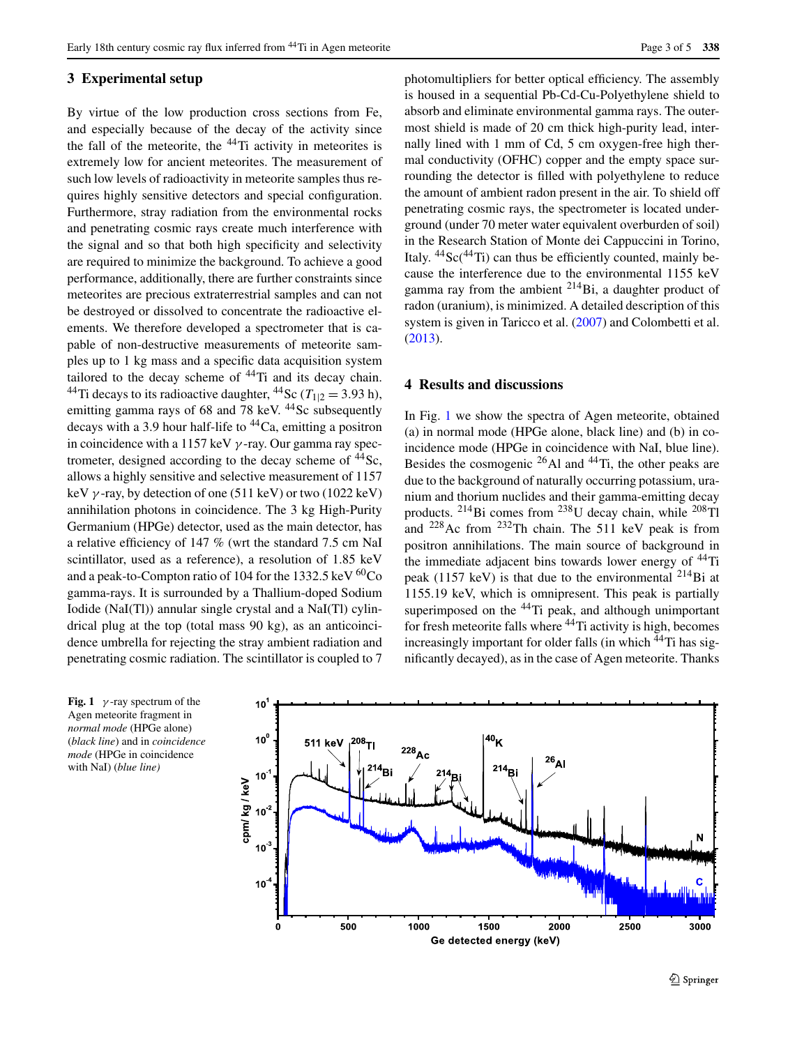## 3 Experimental setup

By virtue of the low production cross sections from Fe, and especially because of the decay of the activity since the fall of the meteorite, the $^{44}$Ti activity in meteorites is extremely low for ancient meteorites. The measurement of such low levels of radioactivity in meteorite samples thus requires highly sensitive detectors and special configuration. Furthermore, stray radiation from the environmental rocks and penetrating cosmic rays create much interference with the signal and so that both high specificity and selectivity are required to minimize the background. To achieve a good performance, additionally, there are further constraints since meteorites are precious extraterrestrial samples and can not be destroyed or dissolved to concentrate the radioactive elements. We therefore developed a spectrometer that is capable of non-destructive measurements of meteorite samples up to 1 kg mass and a specific data acquisition system tailored to the decay scheme of $^{44}$Ti and its decay chain. $^{44}$Ti decays to its radioactive daughter, $^{44}$Sc ($T_{1|2} = 3.93$ h), emitting gamma rays of 68 and 78 keV. $^{44}$Sc subsequently decays with a 3.9 hour half-life to $^{44}$Ca, emitting a positron in coincidence with a 1157 keV $\gamma$-ray. Our gamma ray spectrometer, designed according to the decay scheme of $^{44}$Sc, allows a highly sensitive and selective measurement of 1157 keV $\gamma$-ray, by detection of one (511 keV) or two (1022 keV) annihilation photons in coincidence. The 3 kg High-Purity Germanium (HPGe) detector, used as the main detector, has a relative efficiency of 147 % (wrt the standard 7.5 cm NaI scintillator, used as a reference), a resolution of 1.85 keV and a peak-to-Compton ratio of 104 for the 1332.5 keV $^{60}$Co gamma-rays. It is surrounded by a Thallium-doped Sodium Iodide (NaI(Tl)) annular single crystal and a NaI(Tl) cylindrical plug at the top (total mass 90 kg), as an anticoincidence umbrella for rejecting the stray ambient radiation and penetrating cosmic radiation. The scintillator is coupled to 7 photomultipliers for better optical efficiency. The assembly is housed in a sequential Pb-Cd-Cu-Polyethylene shield to absorb and eliminate environmental gamma rays. The outermost shield is made of 20 cm thick high-purity lead, internally lined with 1 mm of Cd, 5 cm oxygen-free high thermal conductivity (OFHC) copper and the empty space surrounding the detector is filled with polyethylene to reduce the amount of ambient radon present in the air. To shield off penetrating cosmic rays, the spectrometer is located underground (under 70 meter water equivalent overburden of soil) in the Research Station of Monte dei Cappuccini in Torino, Italy. $^{44}$Sc($^{44}$Ti) can thus be efficiently counted, mainly because the interference due to the environmental 1155 keV gamma ray from the ambient $^{214}$Bi, a daughter product of radon (uranium), is minimized. A detailed description of this system is given in Taricco et al. (2007) and Colombetti et al. (2013).

## 4 Results and discussions

In Fig. 1 we show the spectra of Agen meteorite, obtained (a) in normal mode (HPGe alone, black line) and (b) in coincidence mode (HPGe in coincidence with NaI, blue line). Besides the cosmogenic $^{26}$Al and $^{44}$Ti, the other peaks are due to the background of naturally occurring potassium, uranium and thorium nuclides and their gamma-emitting decay products. $^{214}$Bi comes from $^{238}$U decay chain, while $^{208}$Tl and $^{228}$Ac from $^{232}$Th chain. The 511 keV peak is from positron annihilations. The main source of background in the immediate adjacent bins towards lower energy of $^{44}$Ti peak (1157 keV) is that due to the environmental $^{214}$Bi at 1155.19 keV, which is omnipresent. This peak is partially superimposed on the $^{44}$Ti peak, and although unimportant for fresh meteorite falls where $^{44}$Ti activity is high, becomes increasingly important for older falls (in which $^{44}$Ti has significantly decayed), as in the case of Agen meteorite. Thanks

**Fig. 1** $\gamma$-ray spectrum of the Agen meteorite fragment in *normal mode* (HPGe alone) (*black line*) and in *coincidence mode* (HPGe in coincidence with NaI) (*blue line*)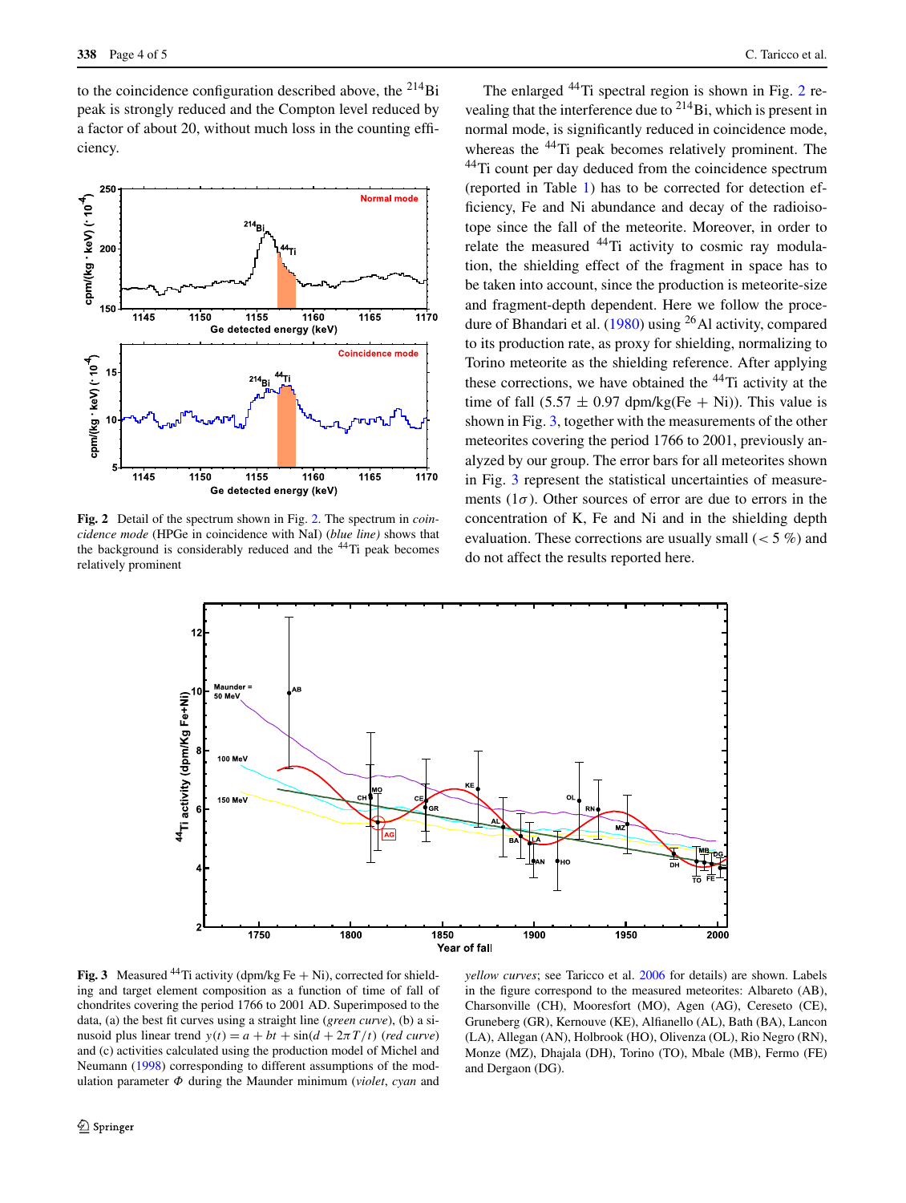to the coincidence configuration described above, the $^{214}$Bi peak is strongly reduced and the Compton level reduced by a factor of about 20, without much loss in the counting efficiency.

**Fig. 2** Detail of the spectrum shown in Fig. 2. The spectrum in *coincidence mode* (HPGe in coincidence with NaI) (*blue line*) shows that the background is considerably reduced and the $^{44}$Ti peak becomes relatively prominent

The enlarged $^{44}$Ti spectral region is shown in Fig. 2 revealing that the interference due to $^{214}$Bi, which is present in normal mode, is significantly reduced in coincidence mode, whereas the $^{44}$Ti peak becomes relatively prominent. The $^{44}$Ti count per day deduced from the coincidence spectrum (reported in Table 1) has to be corrected for detection efficiency, Fe and Ni abundance and decay of the radioisotope since the fall of the meteorite. Moreover, in order to relate the measured $^{44}$Ti activity to cosmic ray modulation, the shielding effect of the fragment in space has to be taken into account, since the production is meteorite-size and fragment-depth dependent. Here we follow the procedure of Bhandari et al. (1980) using $^{26}$Al activity, compared to its production rate, as proxy for shielding, normalizing to Torino meteorite as the shielding reference. After applying these corrections, we have obtained the $^{44}$Ti activity at the time of fall ($5.57 \pm 0.97$ dpm/kg(Fe + Ni)). This value is shown in Fig. 3, together with the measurements of the other meteorites covering the period 1766 to 2001, previously analyzed by our group. The error bars for all meteorites shown in Fig. 3 represent the statistical uncertainties of measurements ($1\sigma$). Other sources of error are due to errors in the concentration of K, Fe and Ni and in the shielding depth evaluation. These corrections are usually small ($< 5$ %) and do not affect the results reported here.

**Fig. 3** Measured $^{44}$Ti activity (dpm/kg Fe + Ni), corrected for shielding and target element composition as a function of time of fall of chondrites covering the period 1766 to 2001 AD. Superimposed to the data, (a) the best fit curves using a straight line (*green curve*), (b) a sinusoid plus linear trend $y(t) = a + bt + \sin(d + 2\pi T/t)$ (*red curve*) and (c) activities calculated using the production model of Michel and Neumann (1998) corresponding to different assumptions of the modulation parameter $\Phi$ during the Maunder minimum (*violet*, *cyan* and *yellow curves*; see Taricco et al. 2006 for details) are shown. Labels in the figure correspond to the measured meteorites: Albareto (AB), Charsonville (CH), Mooresfort (MO), Agen (AG), Cereseto (CE), Gruneberg (GR), Kernouve (KE), Alfianello (AL), Bath (BA), Lancon (LA), Allegan (AN), Holbrook (HO), Olivenza (OL), Rio Negro (RN), Monze (MZ), Dhajala (DH), Torino (TO), Mbale (MB), Fermo (FE) and Dergaon (DG).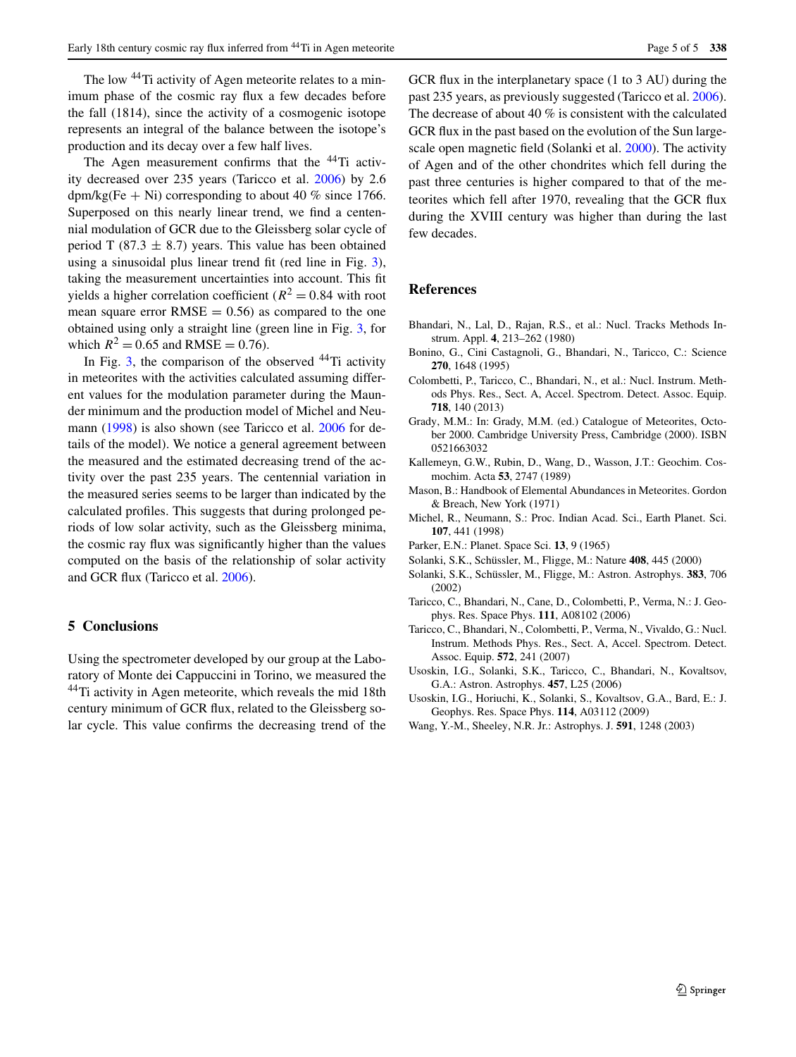The low $^{44}$Ti activity of Agen meteorite relates to a minimum phase of the cosmic ray flux a few decades before the fall (1814), since the activity of a cosmogenic isotope represents an integral of the balance between the isotope's production and its decay over a few half lives.

The Agen measurement confirms that the $^{44}$Ti activity decreased over 235 years (Taricco et al. 2006) by 2.6 dpm/kg(Fe + Ni) corresponding to about 40 % since 1766. Superposed on this nearly linear trend, we find a centennial modulation of GCR due to the Gleissberg solar cycle of period T (87.3 ± 8.7) years. This value has been obtained using a sinusoidal plus linear trend fit (red line in Fig. 3), taking the measurement uncertainties into account. This fit yields a higher correlation coefficient ($R^2 = 0.84$ with root mean square error RMSE = 0.56) as compared to the one obtained using only a straight line (green line in Fig. 3, for which $R^2 = 0.65$ and RMSE = 0.76).

In Fig. 3, the comparison of the observed $^{44}$Ti activity in meteorites with the activities calculated assuming different values for the modulation parameter during the Maunder minimum and the production model of Michel and Neumann (1998) is also shown (see Taricco et al. 2006 for details of the model). We notice a general agreement between the measured and the estimated decreasing trend of the activity over the past 235 years. The centennial variation in the measured series seems to be larger than indicated by the calculated profiles. This suggests that during prolonged periods of low solar activity, such as the Gleissberg minima, the cosmic ray flux was significantly higher than the values computed on the basis of the relationship of solar activity and GCR flux (Taricco et al. 2006).

## 5 Conclusions

Using the spectrometer developed by our group at the Laboratory of Monte dei Cappuccini in Torino, we measured the $^{44}$Ti activity in Agen meteorite, which reveals the mid 18th century minimum of GCR flux, related to the Gleissberg solar cycle. This value confirms the decreasing trend of the GCR flux in the interplanetary space (1 to 3 AU) during the past 235 years, as previously suggested (Taricco et al. 2006). The decrease of about 40 % is consistent with the calculated GCR flux in the past based on the evolution of the Sun large-scale open magnetic field (Solanki et al. 2000). The activity of Agen and of the other chondrites which fell during the past three centuries is higher compared to that of the meteorites which fell after 1970, revealing that the GCR flux during the XVIII century was higher than during the last few decades.

## References

Bhandari, N., Lal, D., Rajan, R.S., et al.: Nucl. Tracks Methods Instrum. Appl. **4**, 213–262 (1980)

Bonino, G., Cini Castagnoli, G., Bhandari, N., Taricco, C.: Science **270**, 1648 (1995)

Colombetti, P., Taricco, C., Bhandari, N., et al.: Nucl. Instrum. Methods Phys. Res., Sect. A, Accel. Spectrom. Detect. Assoc. Equip. **718**, 140 (2013)

Grady, M.M.: In: Grady, M.M. (ed.) Catalogue of Meteorites, October 2000. Cambridge University Press, Cambridge (2000). ISBN 0521663032

Kallemeyn, G.W., Rubin, D., Wang, D., Wasson, J.T.: Geochim. Cosmochim. Acta **53**, 2747 (1989)

Mason, B.: Handbook of Elemental Abundances in Meteorites. Gordon & Breach, New York (1971)

Michel, R., Neumann, S.: Proc. Indian Acad. Sci., Earth Planet. Sci. **107**, 441 (1998)

Parker, E.N.: Planet. Space Sci. **13**, 9 (1965)

Solanki, S.K., Schüssler, M., Fligge, M.: Nature **408**, 445 (2000)

Solanki, S.K., Schüssler, M., Fligge, M.: Astron. Astrophys. **383**, 706 (2002)

Taricco, C., Bhandari, N., Cane, D., Colombetti, P., Verma, N.: J. Geophys. Res. Space Phys. **111**, A08102 (2006)

Taricco, C., Bhandari, N., Colombetti, P., Verma, N., Vivaldo, G.: Nucl. Instrum. Methods Phys. Res., Sect. A, Accel. Spectrom. Detect. Assoc. Equip. **572**, 241 (2007)

Usoskin, I.G., Solanki, S.K., Taricco, C., Bhandari, N., Kovaltsov, G.A.: Astron. Astrophys. **457**, L25 (2006)

Usoskin, I.G., Horiuchi, K., Solanki, S., Kovaltsov, G.A., Bard, E.: J. Geophys. Res. Space Phys. **114**, A03112 (2009)

Wang, Y.-M., Sheeley, N.R. Jr.: Astrophys. J. **591**, 1248 (2003)